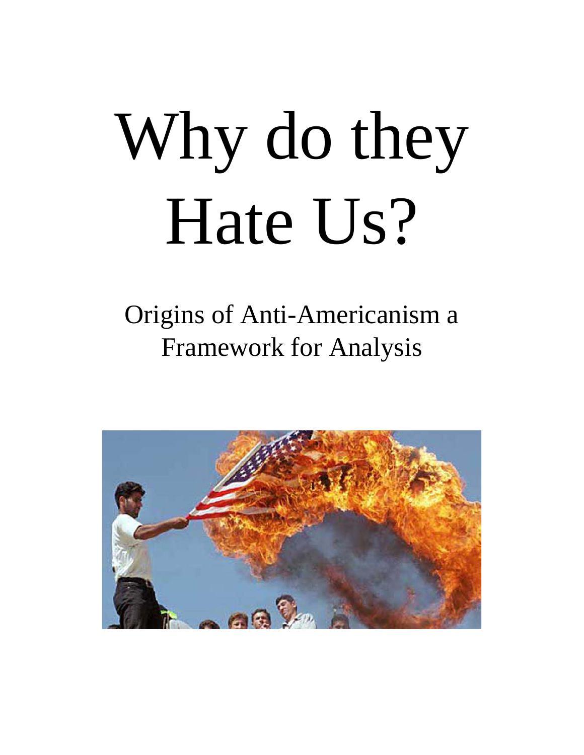# Why do they Hate Us?

## Origins of Anti-Americanism a Framework for Analysis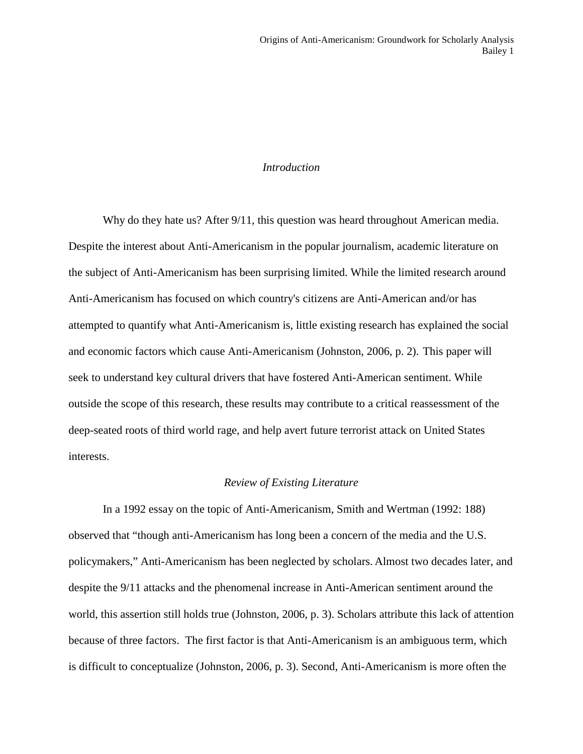## *Introduction*

Why do they hate us? After 9/11, this question was heard throughout American media. Despite the interest about Anti-Americanism in the popular journalism, academic literature on the subject of Anti-Americanism has been surprising limited. While the limited research around Anti-Americanism has focused on which country's citizens are Anti-American and/or has attempted to quantify what Anti-Americanism is, little existing research has explained the social and economic factors which cause Anti-Americanism (Johnston, 2006, p. 2). This paper will seek to understand key cultural drivers that have fostered Anti-American sentiment. While outside the scope of this research, these results may contribute to a critical reassessment of the deep-seated roots of third world rage, and help avert future terrorist attack on United States interests.

## *Review of Existing Literature*

In a 1992 essay on the topic of Anti-Americanism, Smith and Wertman (1992: 188) observed that "though anti-Americanism has long been a concern of the media and the U.S. policymakers," Anti-Americanism has been neglected by scholars. Almost two decades later, and despite the 9/11 attacks and the phenomenal increase in Anti-American sentiment around the world, this assertion still holds true (Johnston, 2006, p. 3). Scholars attribute this lack of attention because of three factors. The first factor is that Anti-Americanism is an ambiguous term, which is difficult to conceptualize (Johnston, 2006, p. 3). Second, Anti-Americanism is more often the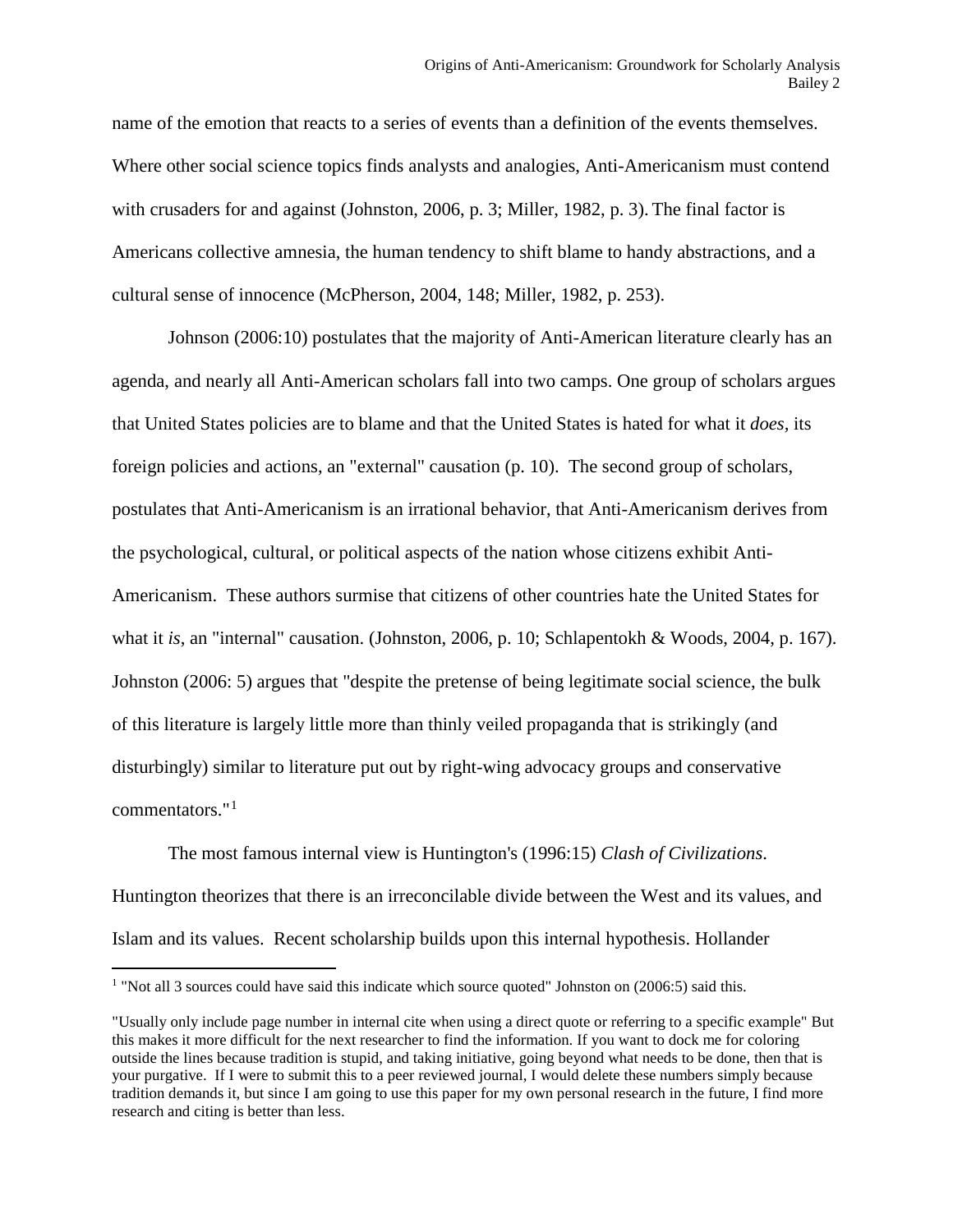name of the emotion that reacts to a series of events than a definition of the events themselves. Where other social science topics finds analysts and analogies, Anti-Americanism must contend with crusaders for and against (Johnston, 2006, p. 3; Miller, 1982, p. 3). The final factor is Americans collective amnesia, the human tendency to shift blame to handy abstractions, and a cultural sense of innocence (McPherson, 2004, 148; Miller, 1982, p. 253).

Johnson (2006:10) postulates that the majority of Anti-American literature clearly has an agenda, and nearly all Anti-American scholars fall into two camps. One group of scholars argues that United States policies are to blame and that the United States is hated for what it *does,* its foreign policies and actions, an "external" causation (p. 10). The second group of scholars, postulates that Anti-Americanism is an irrational behavior, that Anti-Americanism derives from the psychological, cultural, or political aspects of the nation whose citizens exhibit Anti-Americanism. These authors surmise that citizens of other countries hate the United States for what it *is*, an "internal" causation. (Johnston, 2006, p. 10; Schlapentokh & Woods, 2004, p. 167). Johnston (2006: 5) argues that "despite the pretense of being legitimate social science, the bulk of this literature is largely little more than thinly veiled propaganda that is strikingly (and disturbingly) similar to literature put out by right-wing advocacy groups and conservative commentators."[1]

The most famous internal view is Huntington's (1996:15) *Clash of Civilizations*. Huntington theorizes that there is an irreconcilable divide between the West and its values, and Islam and its values. Recent scholarship builds upon this internal hypothesis. Hollander

---

[1] "Not all 3 sources could have said this indicate which source quoted" Johnston on (2006:5) said this.

"Usually only include page number in internal cite when using a direct quote or referring to a specific example" But this makes it more difficult for the next researcher to find the information. If you want to dock me for coloring outside the lines because tradition is stupid, and taking initiative, going beyond what needs to be done, then that is your purgative. If I were to submit this to a peer reviewed journal, I would delete these numbers simply because tradition demands it, but since I am going to use this paper for my own personal research in the future, I find more research and citing is better than less.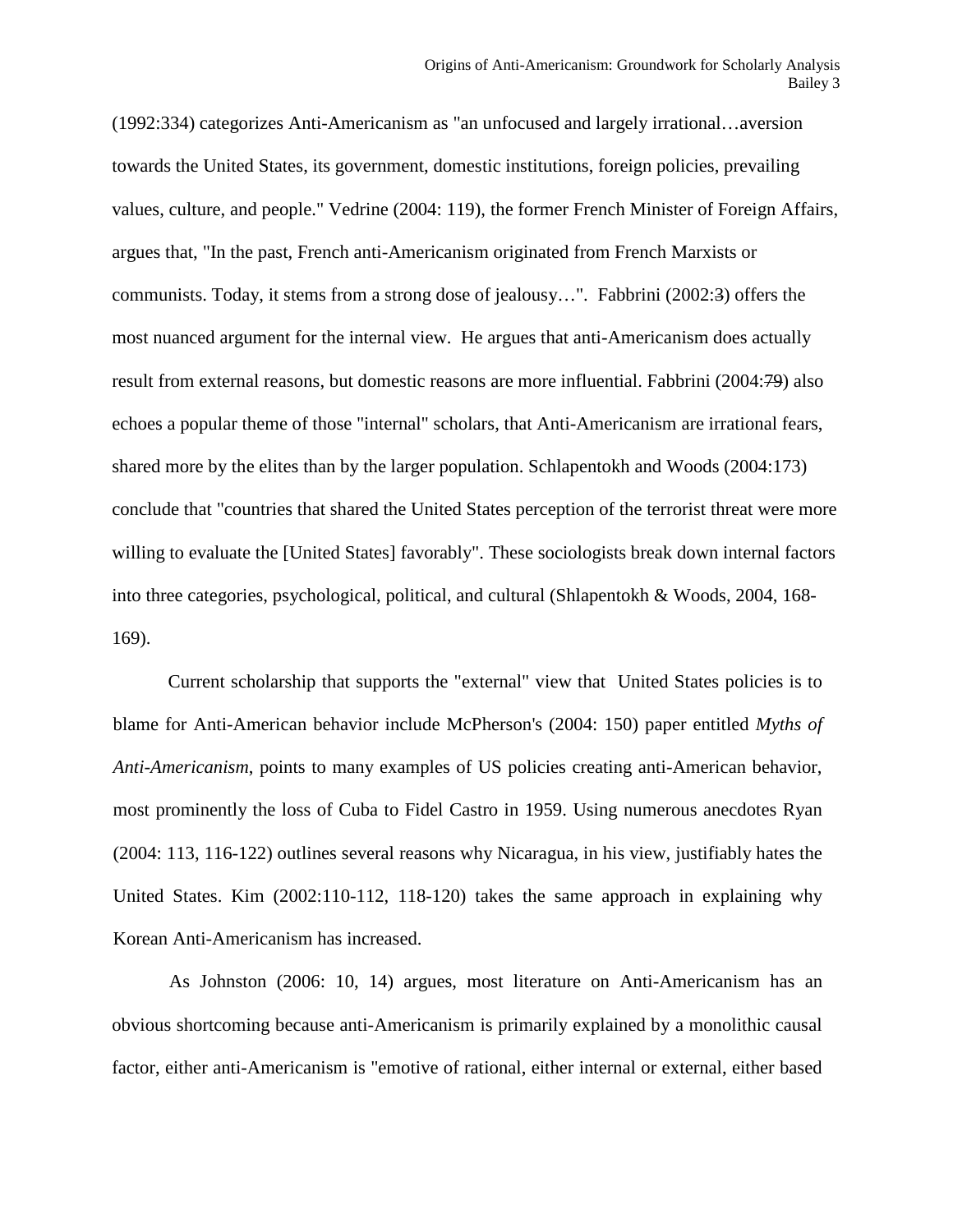(1992:334) categorizes Anti-Americanism as "an unfocused and largely irrational…aversion towards the United States, its government, domestic institutions, foreign policies, prevailing values, culture, and people." Vedrine (2004: 119), the former French Minister of Foreign Affairs, argues that, "In the past, French anti-Americanism originated from French Marxists or communists. Today, it stems from a strong dose of jealousy…". Fabbrini (2002:~~3~~) offers the most nuanced argument for the internal view. He argues that anti-Americanism does actually result from external reasons, but domestic reasons are more influential. Fabbrini (2004:~~79~~) also echoes a popular theme of those "internal" scholars, that Anti-Americanism are irrational fears, shared more by the elites than by the larger population. Schlapentokh and Woods (2004:173) conclude that "countries that shared the United States perception of the terrorist threat were more willing to evaluate the [United States] favorably". These sociologists break down internal factors into three categories, psychological, political, and cultural (Shlapentokh & Woods, 2004, 168-169).

Current scholarship that supports the "external" view that United States policies is to blame for Anti-American behavior include McPherson's (2004: 150) paper entitled *Myths of Anti-Americanism*, points to many examples of US policies creating anti-American behavior, most prominently the loss of Cuba to Fidel Castro in 1959. Using numerous anecdotes Ryan (2004: 113, 116-122) outlines several reasons why Nicaragua, in his view, justifiably hates the United States. Kim (2002:110-112, 118-120) takes the same approach in explaining why Korean Anti-Americanism has increased.

As Johnston (2006: 10, 14) argues, most literature on Anti-Americanism has an obvious shortcoming because anti-Americanism is primarily explained by a monolithic causal factor, either anti-Americanism is "emotive of rational, either internal or external, either based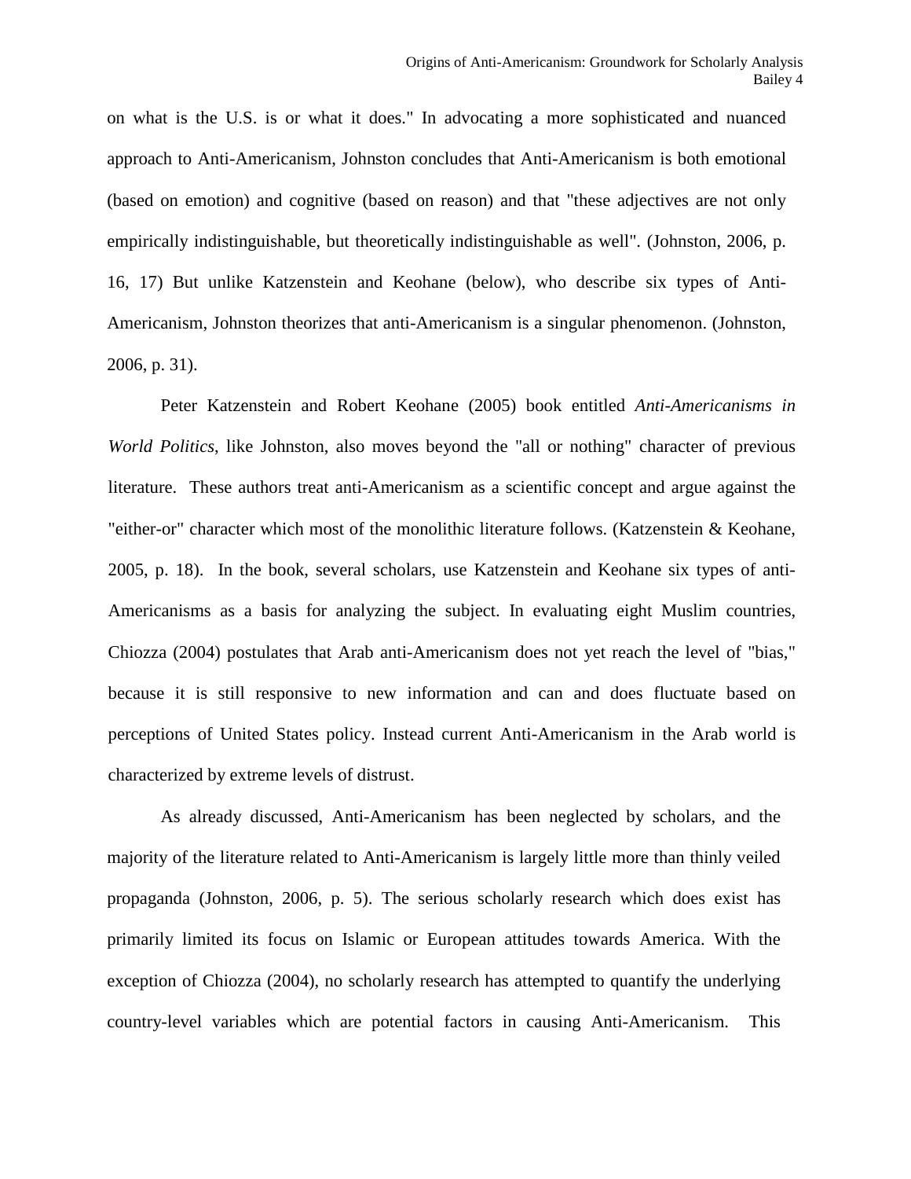on what is the U.S. is or what it does." In advocating a more sophisticated and nuanced approach to Anti-Americanism, Johnston concludes that Anti-Americanism is both emotional (based on emotion) and cognitive (based on reason) and that "these adjectives are not only empirically indistinguishable, but theoretically indistinguishable as well". (Johnston, 2006, p. 16, 17) But unlike Katzenstein and Keohane (below), who describe six types of Anti-Americanism, Johnston theorizes that anti-Americanism is a singular phenomenon. (Johnston, 2006, p. 31).

Peter Katzenstein and Robert Keohane (2005) book entitled *Anti-Americanisms in World Politics*, like Johnston, also moves beyond the "all or nothing" character of previous literature. These authors treat anti-Americanism as a scientific concept and argue against the "either-or" character which most of the monolithic literature follows. (Katzenstein & Keohane, 2005, p. 18). In the book, several scholars, use Katzenstein and Keohane six types of anti-Americanisms as a basis for analyzing the subject. In evaluating eight Muslim countries, Chiozza (2004) postulates that Arab anti-Americanism does not yet reach the level of "bias," because it is still responsive to new information and can and does fluctuate based on perceptions of United States policy. Instead current Anti-Americanism in the Arab world is characterized by extreme levels of distrust.

As already discussed, Anti-Americanism has been neglected by scholars, and the majority of the literature related to Anti-Americanism is largely little more than thinly veiled propaganda (Johnston, 2006, p. 5). The serious scholarly research which does exist has primarily limited its focus on Islamic or European attitudes towards America. With the exception of Chiozza (2004), no scholarly research has attempted to quantify the underlying country-level variables which are potential factors in causing Anti-Americanism. This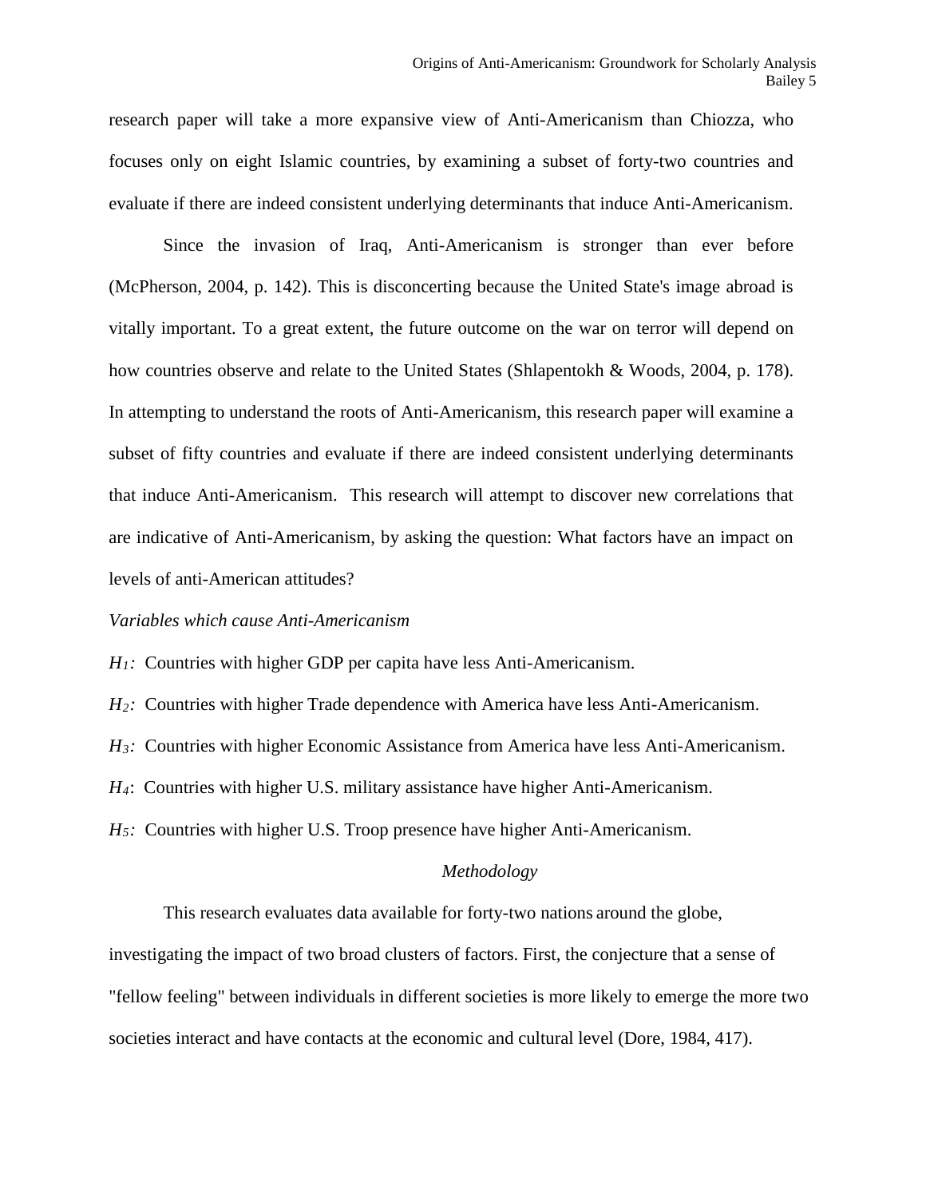research paper will take a more expansive view of Anti-Americanism than Chiozza, who focuses only on eight Islamic countries, by examining a subset of forty-two countries and evaluate if there are indeed consistent underlying determinants that induce Anti-Americanism.

Since the invasion of Iraq, Anti-Americanism is stronger than ever before (McPherson, 2004, p. 142). This is disconcerting because the United State's image abroad is vitally important. To a great extent, the future outcome on the war on terror will depend on how countries observe and relate to the United States (Shlapentokh & Woods, 2004, p. 178). In attempting to understand the roots of Anti-Americanism, this research paper will examine a subset of fifty countries and evaluate if there are indeed consistent underlying determinants that induce Anti-Americanism. This research will attempt to discover new correlations that are indicative of Anti-Americanism, by asking the question: What factors have an impact on levels of anti-American attitudes?

*Variables which cause Anti-Americanism*

$H_1$: Countries with higher GDP per capita have less Anti-Americanism.

$H_2$: Countries with higher Trade dependence with America have less Anti-Americanism.

$H_3$: Countries with higher Economic Assistance from America have less Anti-Americanism.

$H_4$: Countries with higher U.S. military assistance have higher Anti-Americanism.

$H_5$: Countries with higher U.S. Troop presence have higher Anti-Americanism.

## *Methodology*

This research evaluates data available for forty-two nations around the globe, investigating the impact of two broad clusters of factors. First, the conjecture that a sense of "fellow feeling" between individuals in different societies is more likely to emerge the more two societies interact and have contacts at the economic and cultural level (Dore, 1984, 417).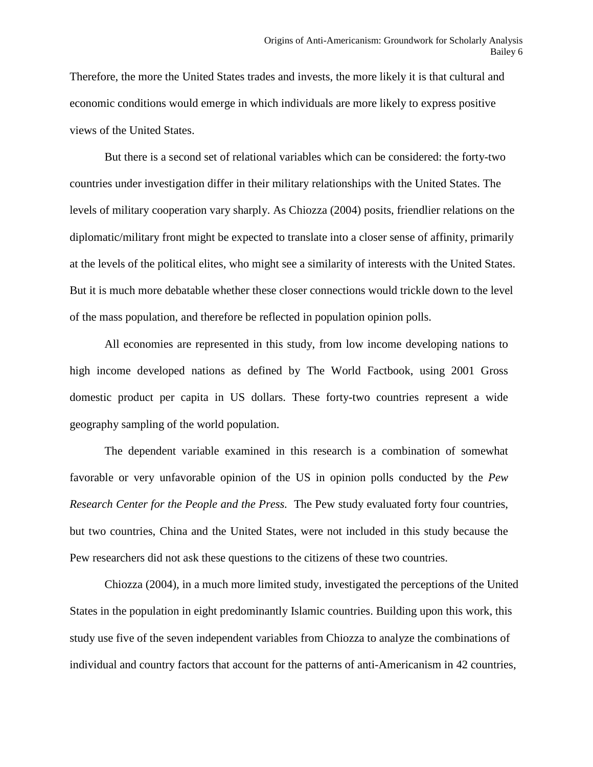Therefore, the more the United States trades and invests, the more likely it is that cultural and economic conditions would emerge in which individuals are more likely to express positive views of the United States.

But there is a second set of relational variables which can be considered: the forty-two countries under investigation differ in their military relationships with the United States. The levels of military cooperation vary sharply. As Chiozza (2004) posits, friendlier relations on the diplomatic/military front might be expected to translate into a closer sense of affinity, primarily at the levels of the political elites, who might see a similarity of interests with the United States. But it is much more debatable whether these closer connections would trickle down to the level of the mass population, and therefore be reflected in population opinion polls.

All economies are represented in this study, from low income developing nations to high income developed nations as defined by The World Factbook, using 2001 Gross domestic product per capita in US dollars. These forty-two countries represent a wide geography sampling of the world population.

The dependent variable examined in this research is a combination of somewhat favorable or very unfavorable opinion of the US in opinion polls conducted by the *Pew Research Center for the People and the Press.* The Pew study evaluated forty four countries, but two countries, China and the United States, were not included in this study because the Pew researchers did not ask these questions to the citizens of these two countries.

Chiozza (2004), in a much more limited study, investigated the perceptions of the United States in the population in eight predominantly Islamic countries. Building upon this work, this study use five of the seven independent variables from Chiozza to analyze the combinations of individual and country factors that account for the patterns of anti-Americanism in 42 countries,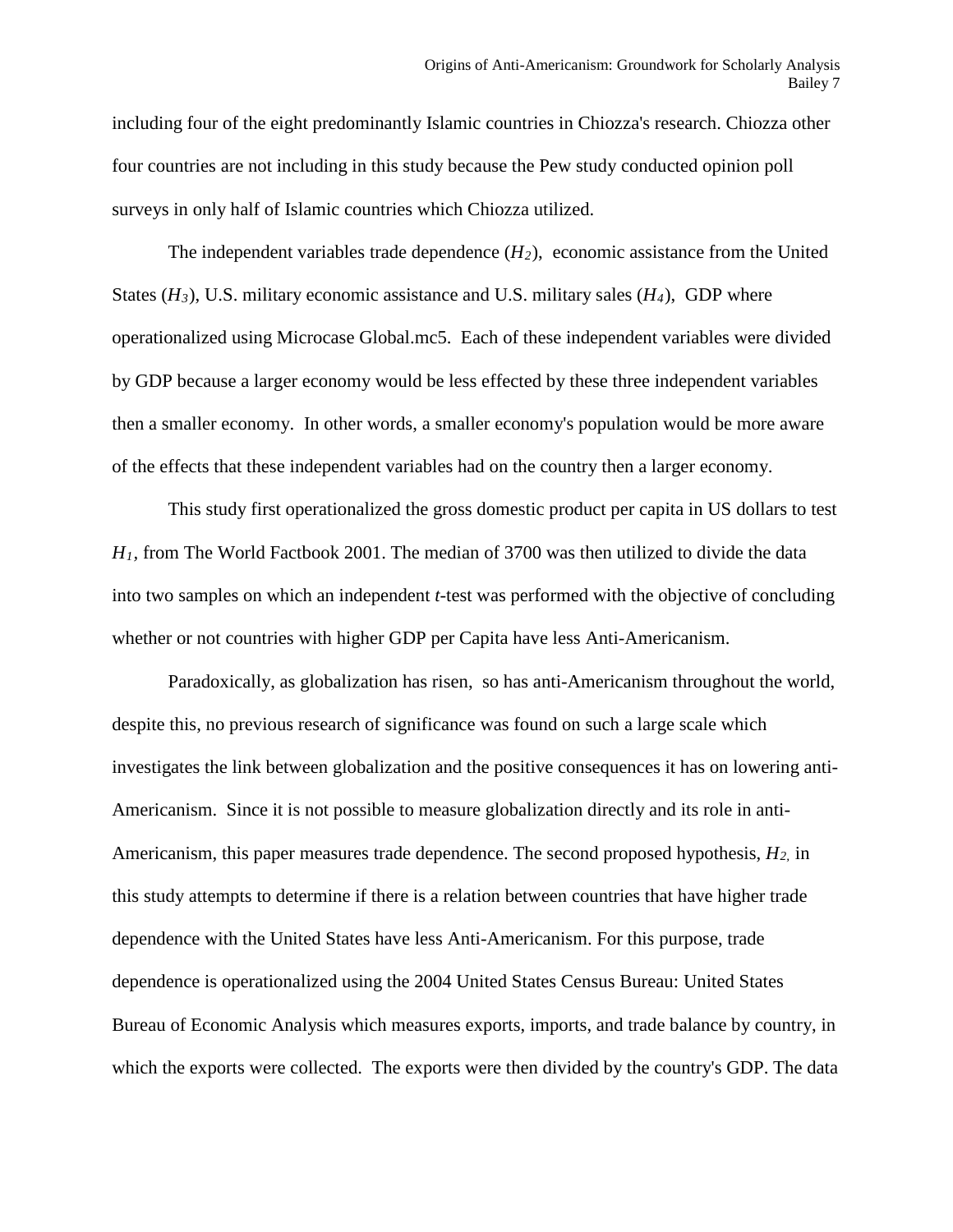including four of the eight predominantly Islamic countries in Chiozza's research. Chiozza other four countries are not including in this study because the Pew study conducted opinion poll surveys in only half of Islamic countries which Chiozza utilized.

The independent variables trade dependence ($H_2$), economic assistance from the United States ($H_3$), U.S. military economic assistance and U.S. military sales ($H_4$), GDP where operationalized using Microcase Global.mc5. Each of these independent variables were divided by GDP because a larger economy would be less effected by these three independent variables then a smaller economy. In other words, a smaller economy's population would be more aware of the effects that these independent variables had on the country then a larger economy.

This study first operationalized the gross domestic product per capita in US dollars to test $H_1$, from The World Factbook 2001. The median of 3700 was then utilized to divide the data into two samples on which an independent *t*-test was performed with the objective of concluding whether or not countries with higher GDP per Capita have less Anti-Americanism.

Paradoxically, as globalization has risen, so has anti-Americanism throughout the world, despite this, no previous research of significance was found on such a large scale which investigates the link between globalization and the positive consequences it has on lowering anti-Americanism. Since it is not possible to measure globalization directly and its role in anti-Americanism, this paper measures trade dependence. The second proposed hypothesis, $H_2$, in this study attempts to determine if there is a relation between countries that have higher trade dependence with the United States have less Anti-Americanism. For this purpose, trade dependence is operationalized using the 2004 United States Census Bureau: United States Bureau of Economic Analysis which measures exports, imports, and trade balance by country, in which the exports were collected. The exports were then divided by the country's GDP. The data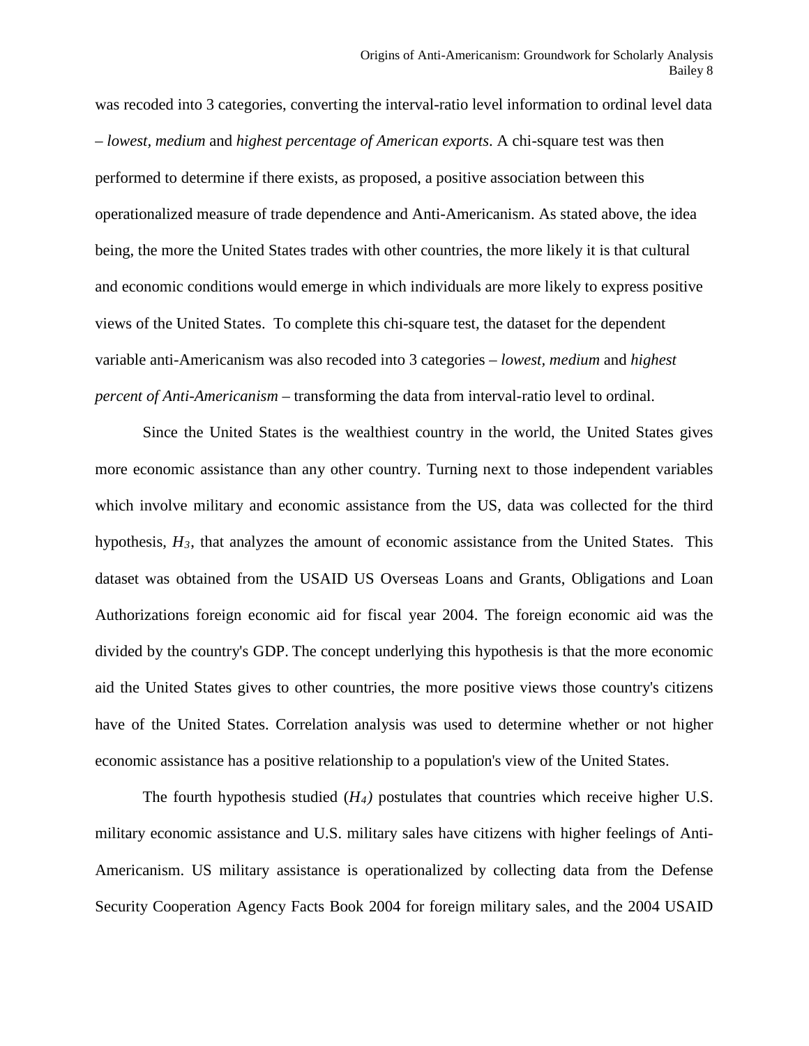was recoded into 3 categories, converting the interval-ratio level information to ordinal level data – *lowest, medium* and *highest percentage of American exports*. A chi-square test was then performed to determine if there exists, as proposed, a positive association between this operationalized measure of trade dependence and Anti-Americanism. As stated above, the idea being, the more the United States trades with other countries, the more likely it is that cultural and economic conditions would emerge in which individuals are more likely to express positive views of the United States. To complete this chi-square test, the dataset for the dependent variable anti-Americanism was also recoded into 3 categories – *lowest, medium* and *highest percent of Anti-Americanism* – transforming the data from interval-ratio level to ordinal.

Since the United States is the wealthiest country in the world, the United States gives more economic assistance than any other country. Turning next to those independent variables which involve military and economic assistance from the US, data was collected for the third hypothesis, $H_3$, that analyzes the amount of economic assistance from the United States. This dataset was obtained from the USAID US Overseas Loans and Grants, Obligations and Loan Authorizations foreign economic aid for fiscal year 2004. The foreign economic aid was the divided by the country's GDP. The concept underlying this hypothesis is that the more economic aid the United States gives to other countries, the more positive views those country's citizens have of the United States. Correlation analysis was used to determine whether or not higher economic assistance has a positive relationship to a population's view of the United States.

The fourth hypothesis studied ($H_4$) postulates that countries which receive higher U.S. military economic assistance and U.S. military sales have citizens with higher feelings of Anti-Americanism. US military assistance is operationalized by collecting data from the Defense Security Cooperation Agency Facts Book 2004 for foreign military sales, and the 2004 USAID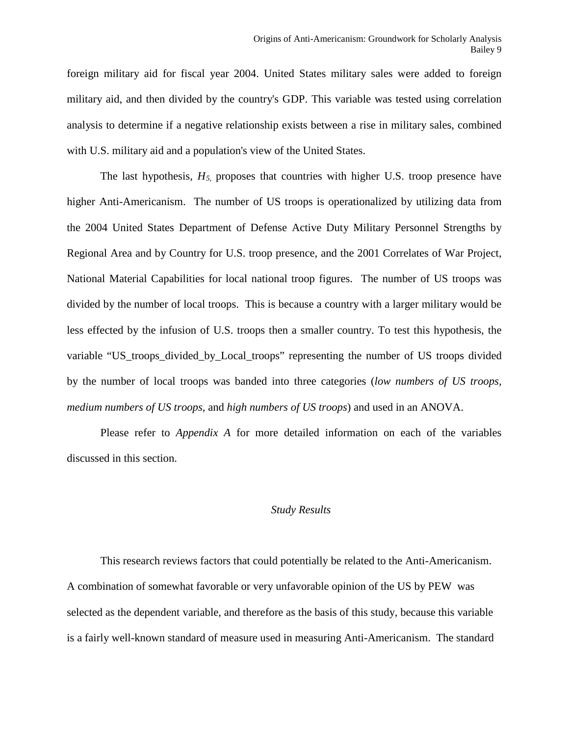foreign military aid for fiscal year 2004. United States military sales were added to foreign military aid, and then divided by the country's GDP. This variable was tested using correlation analysis to determine if a negative relationship exists between a rise in military sales, combined with U.S. military aid and a population's view of the United States.

The last hypothesis, $H_5$, proposes that countries with higher U.S. troop presence have higher Anti-Americanism. The number of US troops is operationalized by utilizing data from the 2004 United States Department of Defense Active Duty Military Personnel Strengths by Regional Area and by Country for U.S. troop presence, and the 2001 Correlates of War Project, National Material Capabilities for local national troop figures. The number of US troops was divided by the number of local troops. This is because a country with a larger military would be less effected by the infusion of U.S. troops then a smaller country. To test this hypothesis, the variable "US_troops_divided_by_Local_troops" representing the number of US troops divided by the number of local troops was banded into three categories (*low numbers of US troops*, *medium numbers of US troops*, and *high numbers of US troops*) and used in an ANOVA.

Please refer to *Appendix A* for more detailed information on each of the variables discussed in this section.

## *Study Results*

This research reviews factors that could potentially be related to the Anti-Americanism. A combination of somewhat favorable or very unfavorable opinion of the US by PEW was selected as the dependent variable, and therefore as the basis of this study, because this variable is a fairly well-known standard of measure used in measuring Anti-Americanism. The standard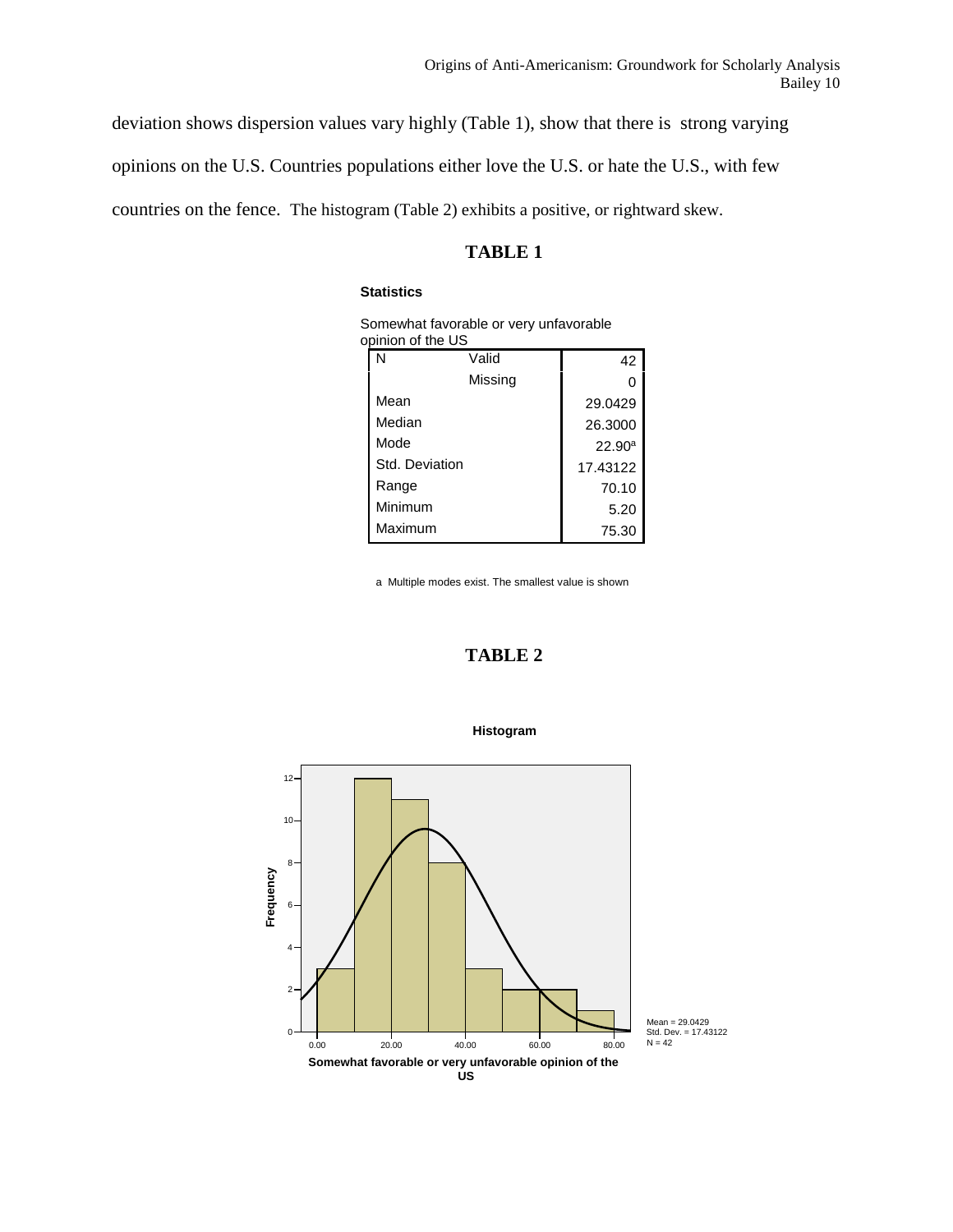deviation shows dispersion values vary highly (Table 1), show that there is strong varying opinions on the U.S. Countries populations either love the U.S. or hate the U.S., with few countries on the fence. The histogram (Table 2) exhibits a positive, or rightward skew.

## TABLE 1

**Statistics**

Somewhat favorable or very unfavorable opinion of the US

| | | |
|---|---|---|
| N | Valid | 42 |
| | Missing | 0 |
| Mean | | 29.0429 |
| Median | | 26.3000 |
| Mode | | 22.90[a] |
| Std. Deviation | | 17.43122 |
| Range | | 70.10 |
| Minimum | | 5.20 |
| Maximum | | 75.30 |

a Multiple modes exist. The smallest value is shown

## TABLE 2

**Histogram**

Frequency

Somewhat favorable or very unfavorable opinion of the US

Mean = 29.0429
Std. Dev. = 17.43122
N = 42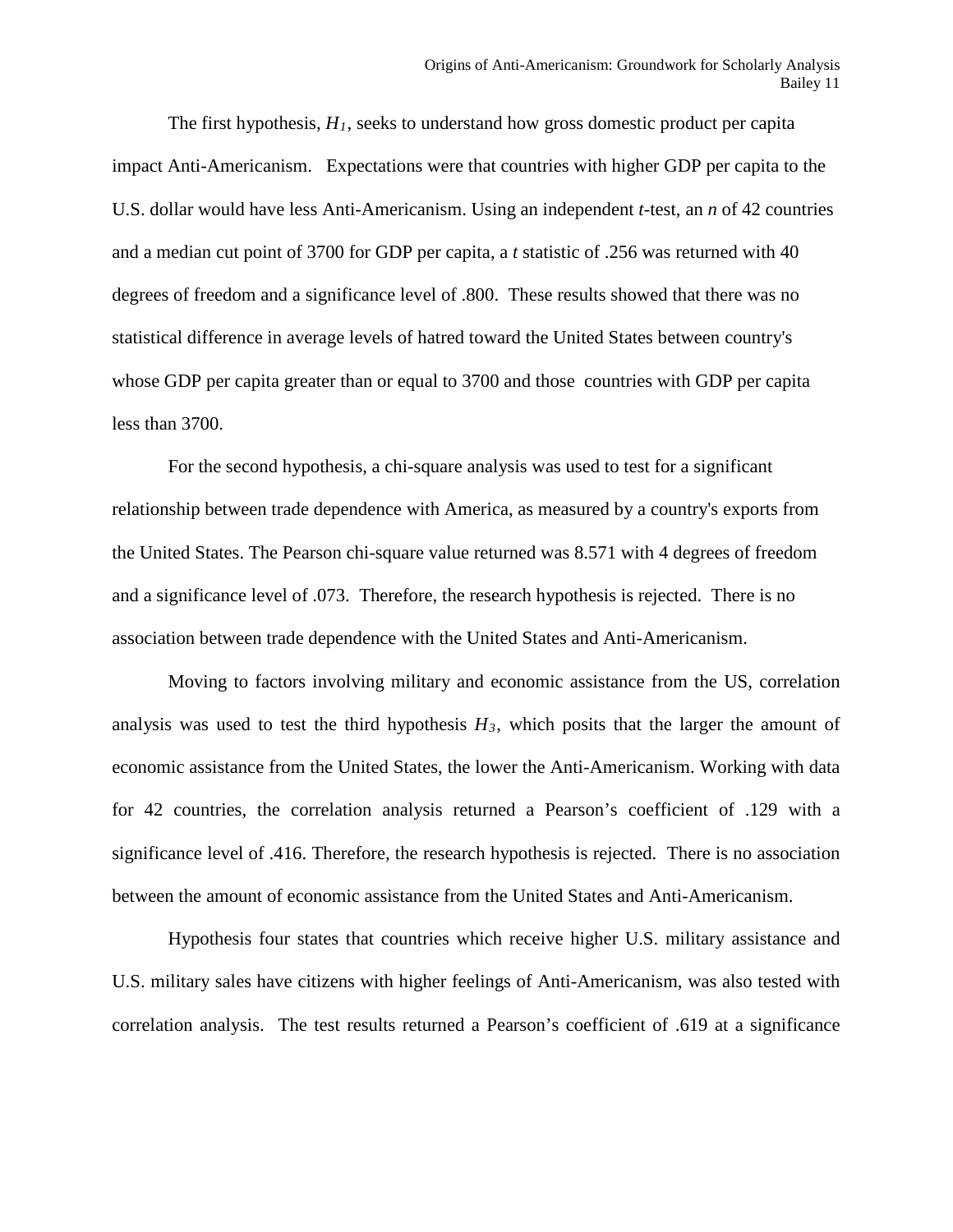The first hypothesis, $H_1$, seeks to understand how gross domestic product per capita impact Anti-Americanism. Expectations were that countries with higher GDP per capita to the U.S. dollar would have less Anti-Americanism. Using an independent *t*-test, an *n* of 42 countries and a median cut point of 3700 for GDP per capita, a *t* statistic of .256 was returned with 40 degrees of freedom and a significance level of .800. These results showed that there was no statistical difference in average levels of hatred toward the United States between country's whose GDP per capita greater than or equal to 3700 and those countries with GDP per capita less than 3700.

For the second hypothesis, a chi-square analysis was used to test for a significant relationship between trade dependence with America, as measured by a country's exports from the United States. The Pearson chi-square value returned was 8.571 with 4 degrees of freedom and a significance level of .073. Therefore, the research hypothesis is rejected. There is no association between trade dependence with the United States and Anti-Americanism.

Moving to factors involving military and economic assistance from the US, correlation analysis was used to test the third hypothesis $H_3$, which posits that the larger the amount of economic assistance from the United States, the lower the Anti-Americanism. Working with data for 42 countries, the correlation analysis returned a Pearson's coefficient of .129 with a significance level of .416. Therefore, the research hypothesis is rejected. There is no association between the amount of economic assistance from the United States and Anti-Americanism.

Hypothesis four states that countries which receive higher U.S. military assistance and U.S. military sales have citizens with higher feelings of Anti-Americanism, was also tested with correlation analysis. The test results returned a Pearson's coefficient of .619 at a significance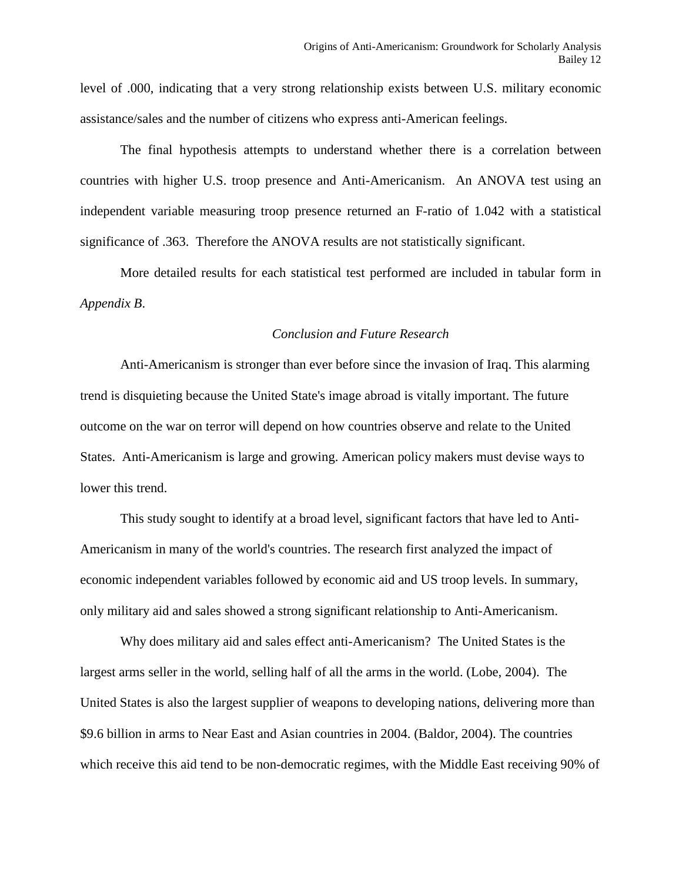level of .000, indicating that a very strong relationship exists between U.S. military economic assistance/sales and the number of citizens who express anti-American feelings.

The final hypothesis attempts to understand whether there is a correlation between countries with higher U.S. troop presence and Anti-Americanism. An ANOVA test using an independent variable measuring troop presence returned an F-ratio of 1.042 with a statistical significance of .363. Therefore the ANOVA results are not statistically significant.

More detailed results for each statistical test performed are included in tabular form in *Appendix B*.

### *Conclusion and Future Research*

Anti-Americanism is stronger than ever before since the invasion of Iraq. This alarming trend is disquieting because the United State's image abroad is vitally important. The future outcome on the war on terror will depend on how countries observe and relate to the United States. Anti-Americanism is large and growing. American policy makers must devise ways to lower this trend.

This study sought to identify at a broad level, significant factors that have led to Anti-Americanism in many of the world's countries. The research first analyzed the impact of economic independent variables followed by economic aid and US troop levels. In summary, only military aid and sales showed a strong significant relationship to Anti-Americanism.

Why does military aid and sales effect anti-Americanism? The United States is the largest arms seller in the world, selling half of all the arms in the world. (Lobe, 2004). The United States is also the largest supplier of weapons to developing nations, delivering more than \$9.6 billion in arms to Near East and Asian countries in 2004. (Baldor, 2004). The countries which receive this aid tend to be non-democratic regimes, with the Middle East receiving 90% of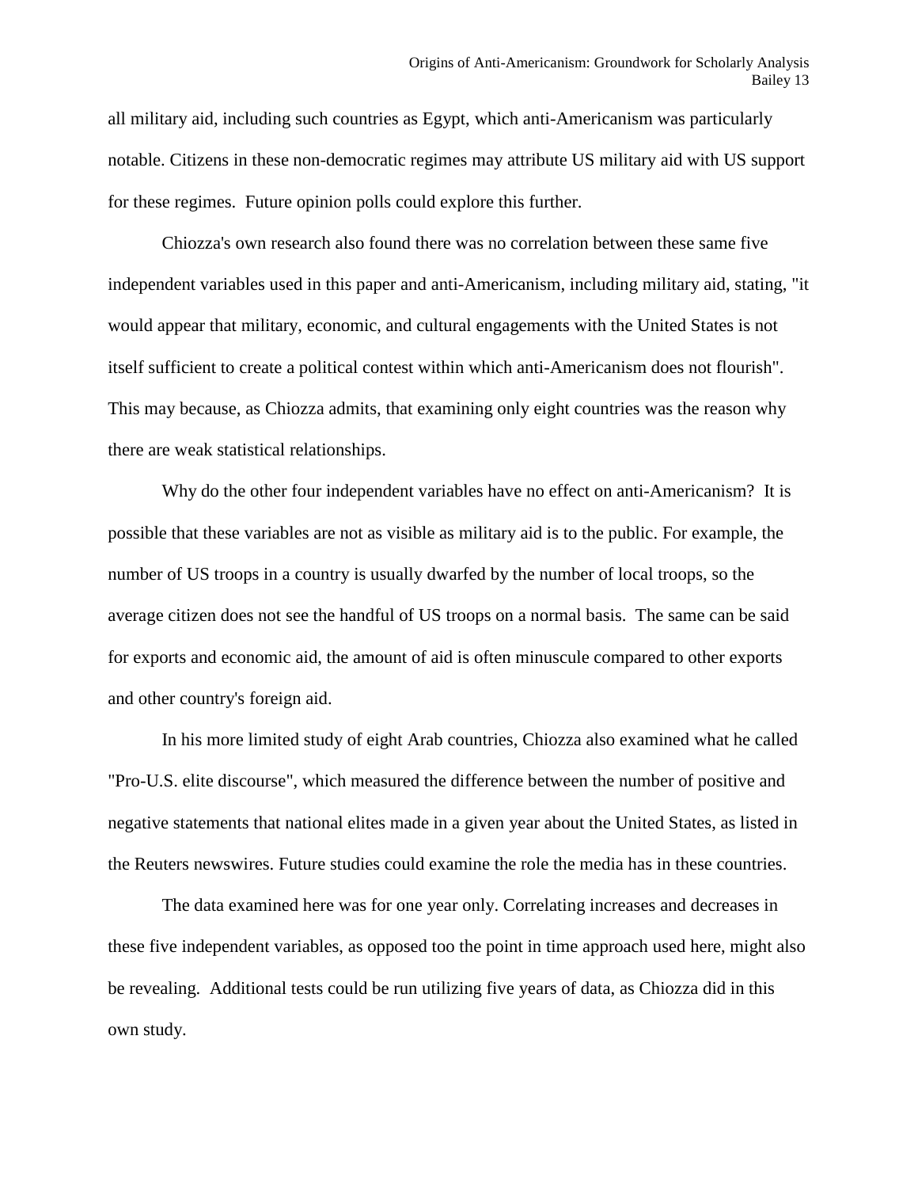all military aid, including such countries as Egypt, which anti-Americanism was particularly notable. Citizens in these non-democratic regimes may attribute US military aid with US support for these regimes. Future opinion polls could explore this further.

Chiozza's own research also found there was no correlation between these same five independent variables used in this paper and anti-Americanism, including military aid, stating, "it would appear that military, economic, and cultural engagements with the United States is not itself sufficient to create a political contest within which anti-Americanism does not flourish". This may because, as Chiozza admits, that examining only eight countries was the reason why there are weak statistical relationships.

Why do the other four independent variables have no effect on anti-Americanism? It is possible that these variables are not as visible as military aid is to the public. For example, the number of US troops in a country is usually dwarfed by the number of local troops, so the average citizen does not see the handful of US troops on a normal basis. The same can be said for exports and economic aid, the amount of aid is often minuscule compared to other exports and other country's foreign aid.

In his more limited study of eight Arab countries, Chiozza also examined what he called "Pro-U.S. elite discourse", which measured the difference between the number of positive and negative statements that national elites made in a given year about the United States, as listed in the Reuters newswires. Future studies could examine the role the media has in these countries.

The data examined here was for one year only. Correlating increases and decreases in these five independent variables, as opposed too the point in time approach used here, might also be revealing. Additional tests could be run utilizing five years of data, as Chiozza did in this own study.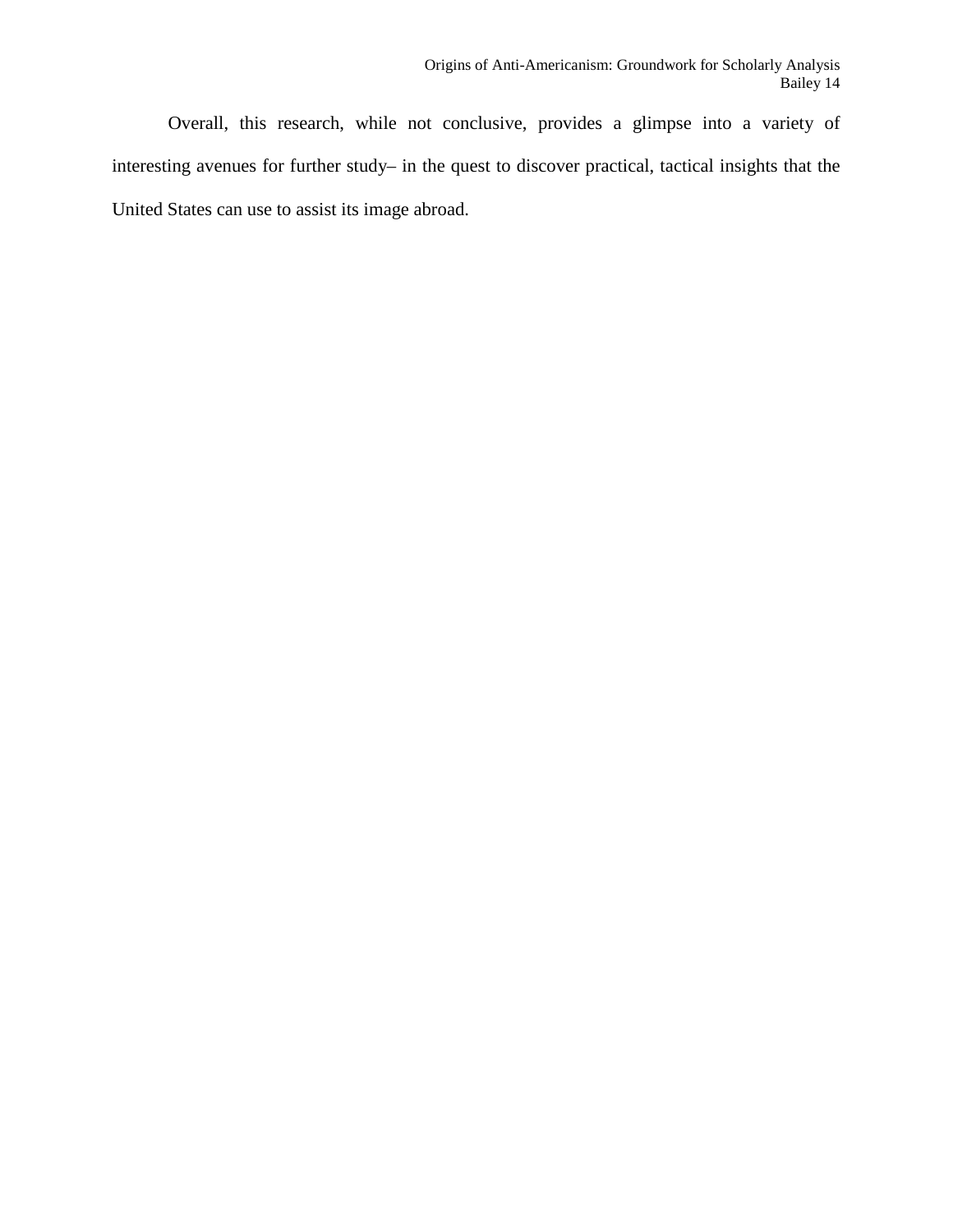Overall, this research, while not conclusive, provides a glimpse into a variety of interesting avenues for further study– in the quest to discover practical, tactical insights that the United States can use to assist its image abroad.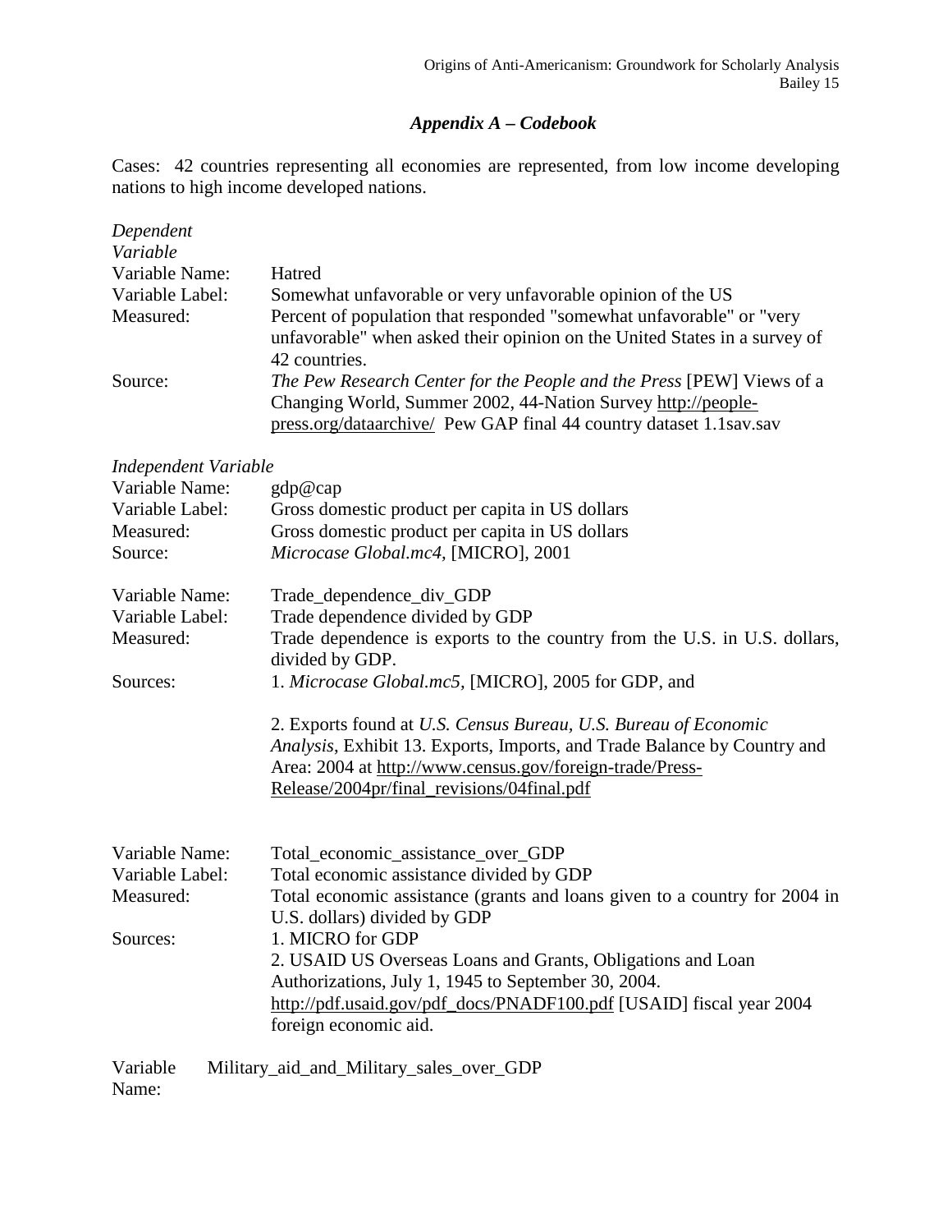## *Appendix A – Codebook*

Cases: 42 countries representing all economies are represented, from low income developing nations to high income developed nations.

*Dependent Variable*

| | |
|---|---|
| Variable Name: | Hatred |
| Variable Label: | Somewhat unfavorable or very unfavorable opinion of the US |
| Measured: | Percent of population that responded "somewhat unfavorable" or "very unfavorable" when asked their opinion on the United States in a survey of 42 countries. |
| Source: | *The Pew Research Center for the People and the Press* [PEW] Views of a Changing World, Summer 2002, 44-Nation Survey http://people-press.org/dataarchive/ Pew GAP final 44 country dataset 1.1sav.sav |

*Independent Variable*

| | |
|---|---|
| Variable Name: | gdp@cap |
| Variable Label: | Gross domestic product per capita in US dollars |
| Measured: | Gross domestic product per capita in US dollars |
| Source: | *Microcase Global.mc4,* [MICRO], 2001 |

| | |
|---|---|
| Variable Name: | Trade_dependence_div_GDP |
| Variable Label: | Trade dependence divided by GDP |
| Measured: | Trade dependence is exports to the country from the U.S. in U.S. dollars, divided by GDP. |
| Sources: | 1. *Microcase Global.mc5,* [MICRO], 2005 for GDP, and<br><br>2. Exports found at *U.S. Census Bureau, U.S. Bureau of Economic Analysis*, Exhibit 13. Exports, Imports, and Trade Balance by Country and Area: 2004 at http://www.census.gov/foreign-trade/Press-Release/2004pr/final_revisions/04final.pdf |

| | |
|---|---|
| Variable Name: | Total_economic_assistance_over_GDP |
| Variable Label: | Total economic assistance divided by GDP |
| Measured: | Total economic assistance (grants and loans given to a country for 2004 in U.S. dollars) divided by GDP |
| Sources: | 1. MICRO for GDP<br>2. USAID US Overseas Loans and Grants, Obligations and Loan Authorizations, July 1, 1945 to September 30, 2004. http://pdf.usaid.gov/pdf_docs/PNADF100.pdf [USAID] fiscal year 2004 foreign economic aid. |

| | |
|---|---|
| Variable Name: | Military_aid_and_Military_sales_over_GDP |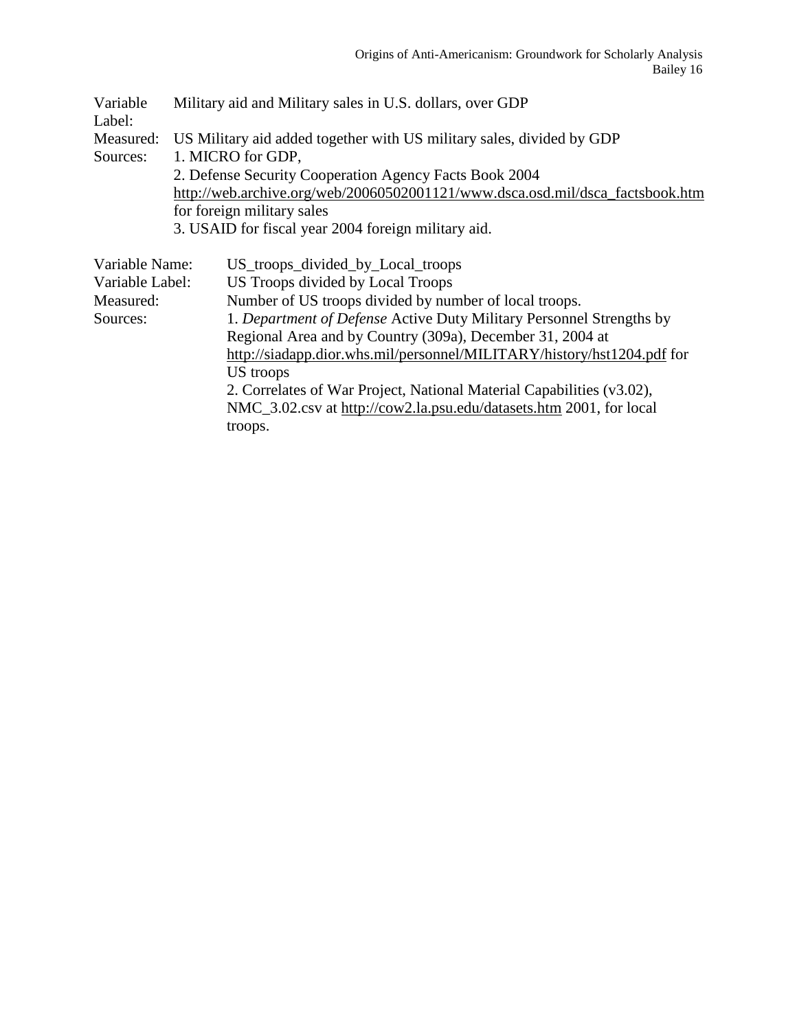Variable Label: Military aid and Military sales in U.S. dollars, over GDP
Measured: US Military aid added together with US military sales, divided by GDP
Sources: 1. MICRO for GDP,
2. Defense Security Cooperation Agency Facts Book 2004 http://web.archive.org/web/20060502001121/www.dsca.osd.mil/dsca_factsbook.htm for foreign military sales
3. USAID for fiscal year 2004 foreign military aid.

Variable Name: US_troops_divided_by_Local_troops
Variable Label: US Troops divided by Local Troops
Measured: Number of US troops divided by number of local troops.
Sources: 1. *Department of Defense* Active Duty Military Personnel Strengths by Regional Area and by Country (309a), December 31, 2004 at http://siadapp.dior.whs.mil/personnel/MILITARY/history/hst1204.pdf for US troops
2. Correlates of War Project, National Material Capabilities (v3.02), NMC_3.02.csv at http://cow2.la.psu.edu/datasets.htm 2001, for local troops.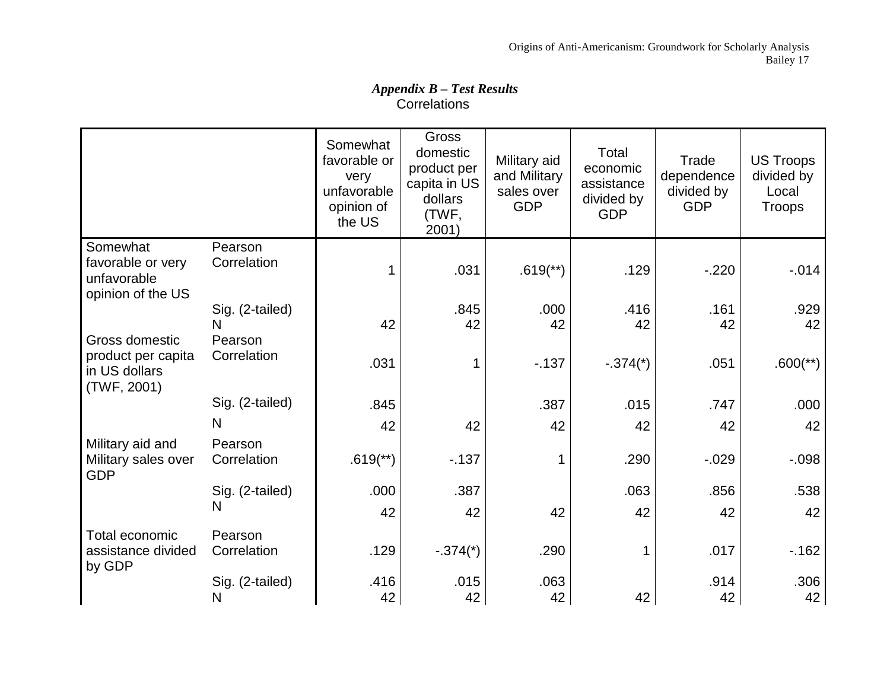***Appendix B – Test Results***

Correlations

| | | Somewhat favorable or very unfavorable opinion of the US | Gross domestic product per capita in US dollars (TWF, 2001) | Military aid and Military sales over GDP | Total economic assistance divided by GDP | Trade dependence divided by GDP | US Troops divided by Local Troops |
|---|---|---|---|---|---|---|---|
| Somewhat favorable or very unfavorable opinion of the US | Pearson Correlation | 1 | .031 | .619(**) | .129 | -.220 | -.014 |
| | Sig. (2-tailed) | | .845 | .000 | .416 | .161 | .929 |
| | N | 42 | 42 | 42 | 42 | 42 | 42 |
| Gross domestic product per capita in US dollars (TWF, 2001) | Pearson Correlation | .031 | 1 | -.137 | -.374(*) | .051 | .600(**) |
| | Sig. (2-tailed) | .845 | | .387 | .015 | .747 | .000 |
| | N | 42 | 42 | 42 | 42 | 42 | 42 |
| Military aid and Military sales over GDP | Pearson Correlation | .619(**) | -.137 | 1 | .290 | -.029 | -.098 |
| | Sig. (2-tailed) | .000 | .387 | | .063 | .856 | .538 |
| | N | 42 | 42 | 42 | 42 | 42 | 42 |
| Total economic assistance divided by GDP | Pearson Correlation | .129 | -.374(*) | .290 | 1 | .017 | -.162 |
| | Sig. (2-tailed) | .416 | .015 | .063 | | .914 | .306 |
| | N | 42 | 42 | 42 | 42 | 42 | 42 |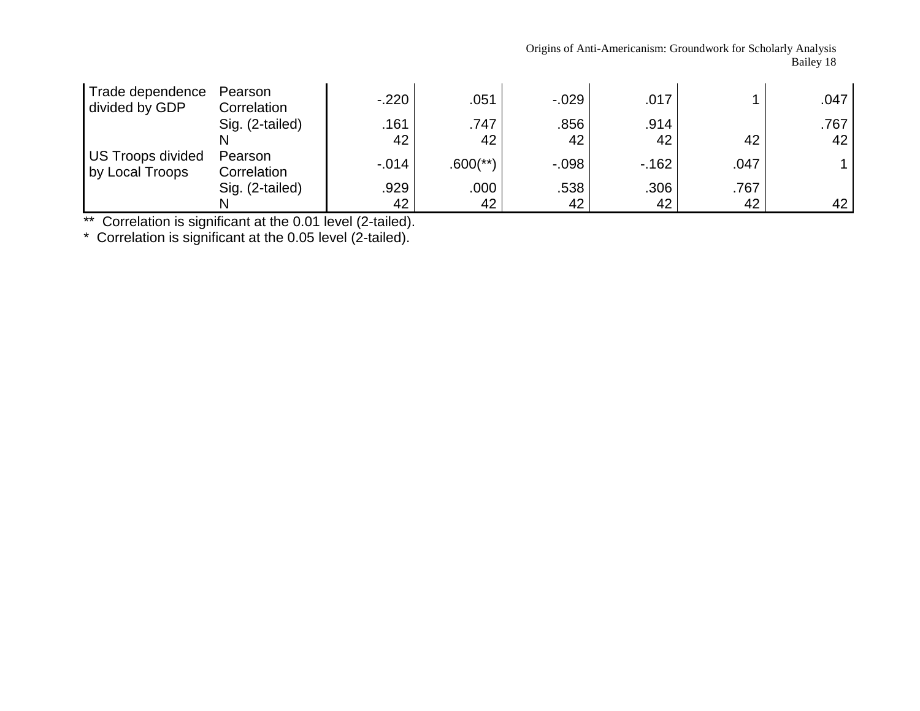| | | | | | | | |
|---|---|---|---|---|---|---|---|
| Trade dependence divided by GDP | Pearson Correlation | -.220 | .051 | -.029 | .017 | 1 | .047 |
| | Sig. (2-tailed) | .161 | .747 | .856 | .914 | | .767 |
| | N | 42 | 42 | 42 | 42 | 42 | 42 |
| US Troops divided by Local Troops | Pearson Correlation | -.014 | .600(**) | -.098 | -.162 | .047 | 1 |
| | Sig. (2-tailed) | .929 | .000 | .538 | .306 | .767 | |
| | N | 42 | 42 | 42 | 42 | 42 | 42 |

** Correlation is significant at the 0.01 level (2-tailed).

* Correlation is significant at the 0.05 level (2-tailed).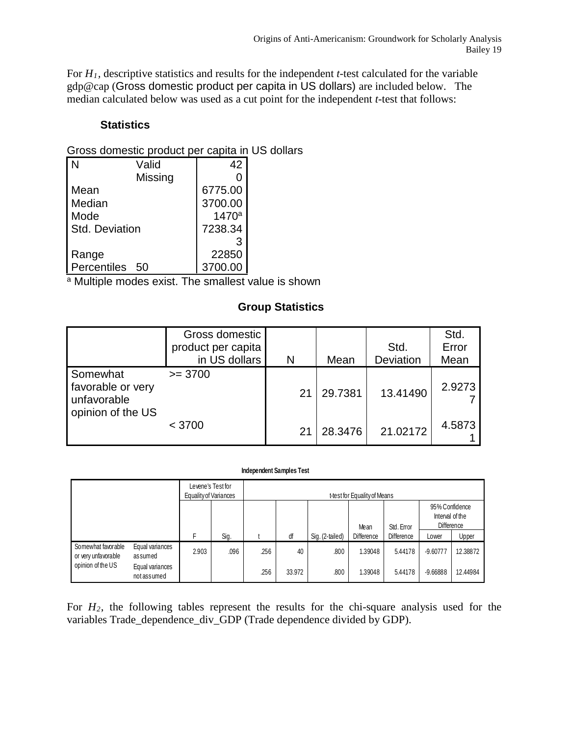For $H_1$, descriptive statistics and results for the independent *t*-test calculated for the variable gdp@cap (Gross domestic product per capita in US dollars) are included below. The median calculated below was used as a cut point for the independent *t*-test that follows:

**Statistics**

Gross domestic product per capita in US dollars

| | | |
|---|---|---|
| N | Valid | 42 |
| | Missing | 0 |
| Mean | | 6775.00 |
| Median | | 3700.00 |
| Mode | | 1470[a] |
| Std. Deviation | | 7238.343 |
| Range | | 22850 |
| Percentiles | 50 | 3700.00 |

[a] Multiple modes exist. The smallest value is shown

**Group Statistics**

| | Gross domestic product per capita in US dollars | N | Mean | Std. Deviation | Std. Error Mean |
|---|---|---|---|---|---|
| Somewhat favorable or very unfavorable opinion of the US | >= 3700 | 21 | 29.7381 | 13.41490 | 2.92737 |
| | < 3700 | 21 | 28.3476 | 21.02172 | 4.58731 |

**Independent Samples Test**

| | | Levene's Test for Equality of Variances | | t-test for Equality of Means | | | | | | |
|---|---|---|---|---|---|---|---|---|---|---|
| | | | | | | | | | 95% Confidence Interval of the Difference | |
| | | F | Sig. | t | df | Sig. (2-tailed) | Mean Difference | Std. Error Difference | Lower | Upper |
| Somewhat favorable or very unfavorable opinion of the US | Equal variances assumed | 2.903 | .096 | .256 | 40 | .800 | 1.39048 | 5.44178 | -9.60777 | 12.38872 |
| | Equal variances not assumed | | | .256 | 33.972 | .800 | 1.39048 | 5.44178 | -9.66888 | 12.44984 |

For $H_2$, the following tables represent the results for the chi-square analysis used for the variables Trade_dependence_div_GDP (Trade dependence divided by GDP).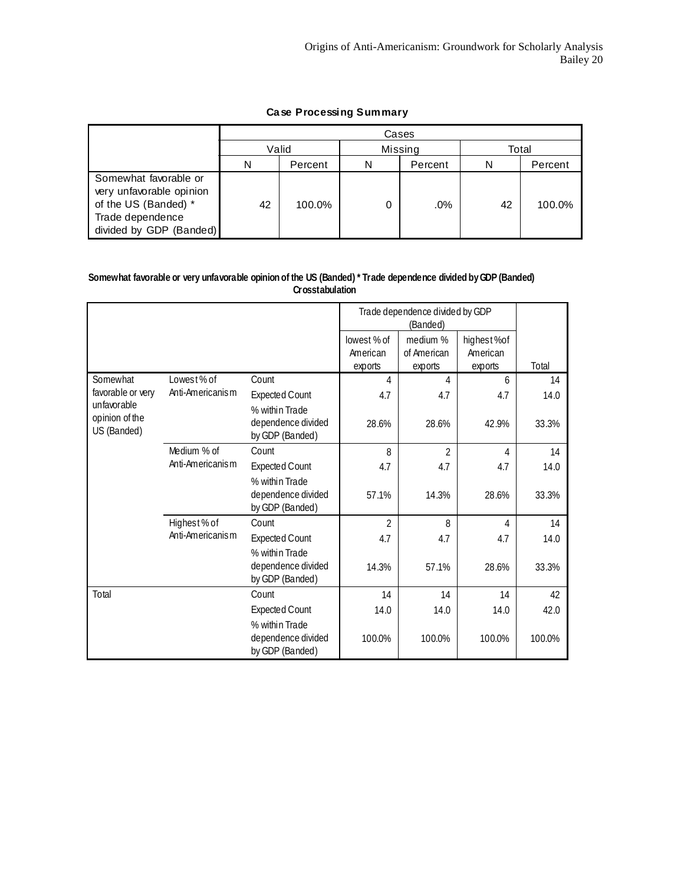**Case Processing Summary**

| | Cases | | | | | |
|---|---|---|---|---|---|---|
| | Valid | | Missing | | Total | |
| | N | Percent | N | Percent | N | Percent |
| Somewhat favorable or very unfavorable opinion of the US (Banded) * Trade dependence divided by GDP (Banded) | 42 | 100.0% | 0 | .0% | 42 | 100.0% |

**Somewhat favorable or very unfavorable opinion of the US (Banded) * Trade dependence divided by GDP (Banded) Crosstabulation**

| | | | Trade dependence divided by GDP (Banded) | | | |
|---|---|---|---|---|---|---|
| | | | lowest % of American exports | medium % of American exports | highest %of American exports | Total |
| Somewhat favorable or very unfavorable opinion of the US (Banded) | Lowest % of Anti-Americanism | Count | 4 | 4 | 6 | 14 |
| | | Expected Count | 4.7 | 4.7 | 4.7 | 14.0 |
| | | % within Trade dependence divided by GDP (Banded) | 28.6% | 28.6% | 42.9% | 33.3% |
| | Medium % of Anti-Americanism | Count | 8 | 2 | 4 | 14 |
| | | Expected Count | 4.7 | 4.7 | 4.7 | 14.0 |
| | | % within Trade dependence divided by GDP (Banded) | 57.1% | 14.3% | 28.6% | 33.3% |
| | Highest % of Anti-Americanism | Count | 2 | 8 | 4 | 14 |
| | | Expected Count | 4.7 | 4.7 | 4.7 | 14.0 |
| | | % within Trade dependence divided by GDP (Banded) | 14.3% | 57.1% | 28.6% | 33.3% |
| Total | | Count | 14 | 14 | 14 | 42 |
| | | Expected Count | 14.0 | 14.0 | 14.0 | 42.0 |
| | | % within Trade dependence divided by GDP (Banded) | 100.0% | 100.0% | 100.0% | 100.0% |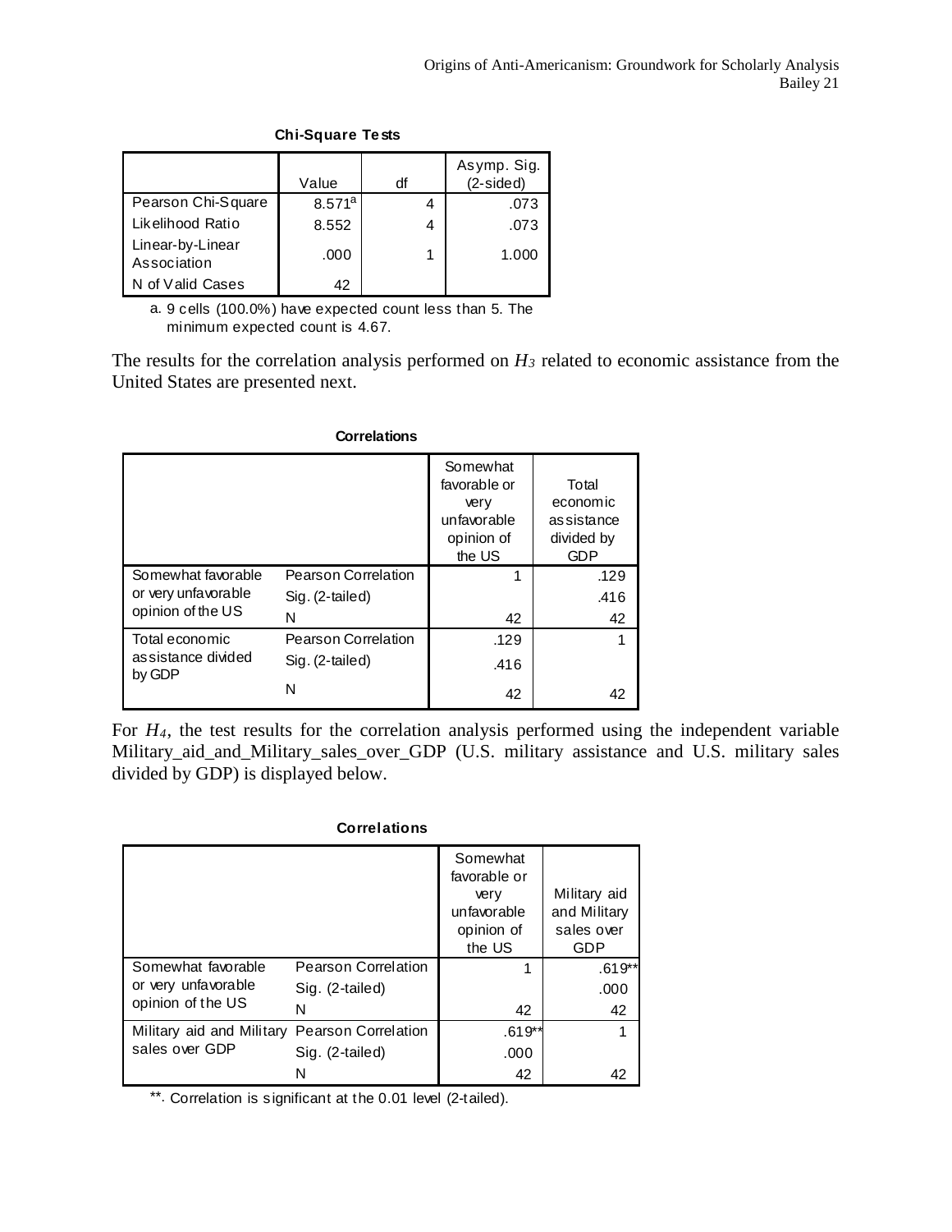**Chi-Square Tests**

| | Value | df | Asymp. Sig. (2-sided) |
|---|---|---|---|
| Pearson Chi-Square | 8.571[a] | 4 | .073 |
| Likelihood Ratio | 8.552 | 4 | .073 |
| Linear-by-Linear Association | .000 | 1 | 1.000 |
| N of Valid Cases | 42 | | |

a. 9 cells (100.0%) have expected count less than 5. The minimum expected count is 4.67.

The results for the correlation analysis performed on $H_3$ related to economic assistance from the United States are presented next.

**Correlations**

| | | Somewhat favorable or very unfavorable opinion of the US | Total economic assistance divided by GDP |
|---|---|---|---|
| Somewhat favorable or very unfavorable opinion of the US | Pearson Correlation | 1 | .129 |
| | Sig. (2-tailed) | | .416 |
| | N | 42 | 42 |
| Total economic assistance divided by GDP | Pearson Correlation | .129 | 1 |
| | Sig. (2-tailed) | .416 | |
| | N | 42 | 42 |

For $H_4$, the test results for the correlation analysis performed using the independent variable Military_aid_and_Military_sales_over_GDP (U.S. military assistance and U.S. military sales divided by GDP) is displayed below.

**Correlations**

| | | Somewhat favorable or very unfavorable opinion of the US | Military aid and Military sales over GDP |
|---|---|---|---|
| Somewhat favorable or very unfavorable opinion of the US | Pearson Correlation | 1 | .619** |
| | Sig. (2-tailed) | | .000 |
| | N | 42 | 42 |
| Military aid and Military sales over GDP | Pearson Correlation | .619** | 1 |
| | Sig. (2-tailed) | .000 | |
| | N | 42 | 42 |

**. Correlation is significant at the 0.01 level (2-tailed).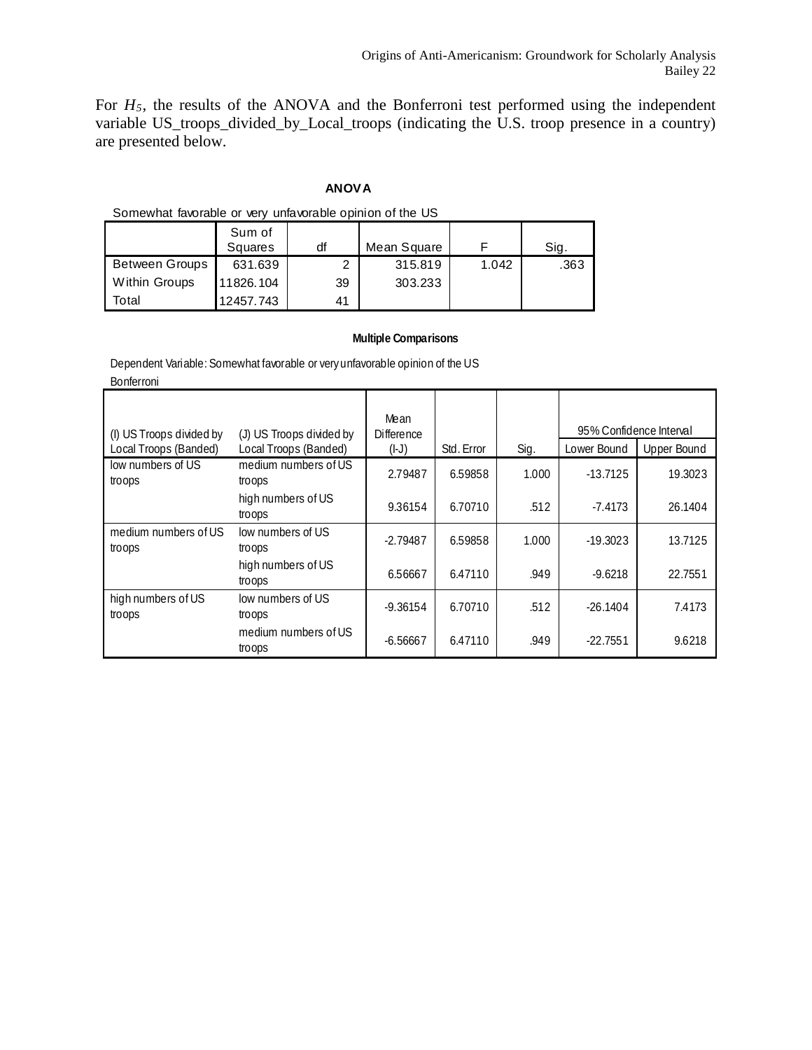For $H_5$, the results of the ANOVA and the Bonferroni test performed using the independent variable US_troops_divided_by_Local_troops (indicating the U.S. troop presence in a country) are presented below.

**ANOVA**

Somewhat favorable or very unfavorable opinion of the US

| | Sum of Squares | df | Mean Square | F | Sig. |
|---|---|---|---|---|---|
| Between Groups | 631.639 | 2 | 315.819 | 1.042 | .363 |
| Within Groups | 11826.104 | 39 | 303.233 | | |
| Total | 12457.743 | 41 | | | |

**Multiple Comparisons**

Dependent Variable: Somewhat favorable or very unfavorable opinion of the US
Bonferroni

| (I) US Troops divided by Local Troops (Banded) | (J) US Troops divided by Local Troops (Banded) | Mean Difference (I-J) | Std. Error | Sig. | 95% Confidence Interval | |
|---|---|---|---|---|---|---|
| | | | | | Lower Bound | Upper Bound |
| low numbers of US troops | medium numbers of US troops | 2.79487 | 6.59858 | 1.000 | -13.7125 | 19.3023 |
| | high numbers of US troops | 9.36154 | 6.70710 | .512 | -7.4173 | 26.1404 |
| medium numbers of US troops | low numbers of US troops | -2.79487 | 6.59858 | 1.000 | -19.3023 | 13.7125 |
| | high numbers of US troops | 6.56667 | 6.47110 | .949 | -9.6218 | 22.7551 |
| high numbers of US troops | low numbers of US troops | -9.36154 | 6.70710 | .512 | -26.1404 | 7.4173 |
| | medium numbers of US troops | -6.56667 | 6.47110 | .949 | -22.7551 | 9.6218 |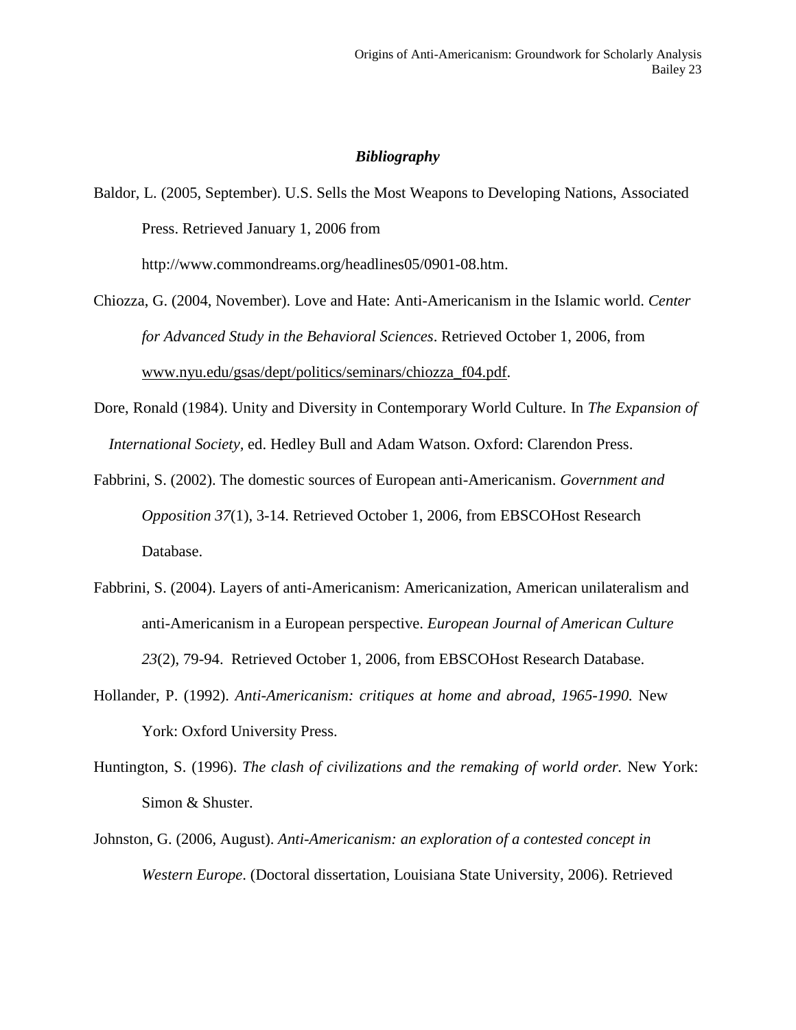### *Bibliography*

Baldor, L. (2005, September). U.S. Sells the Most Weapons to Developing Nations, Associated Press. Retrieved January 1, 2006 from http://www.commondreams.org/headlines05/0901-08.htm.

Chiozza, G. (2004, November). Love and Hate: Anti-Americanism in the Islamic world. *Center for Advanced Study in the Behavioral Sciences*. Retrieved October 1, 2006, from www.nyu.edu/gsas/dept/politics/seminars/chiozza_f04.pdf.

Dore, Ronald (1984). Unity and Diversity in Contemporary World Culture. In *The Expansion of International Society*, ed. Hedley Bull and Adam Watson. Oxford: Clarendon Press.

Fabbrini, S. (2002). The domestic sources of European anti-Americanism. *Government and Opposition 37*(1), 3-14. Retrieved October 1, 2006, from EBSCOHost Research Database.

Fabbrini, S. (2004). Layers of anti-Americanism: Americanization, American unilateralism and anti-Americanism in a European perspective. *European Journal of American Culture 23*(2), 79-94. Retrieved October 1, 2006, from EBSCOHost Research Database.

Hollander, P. (1992). *Anti-Americanism: critiques at home and abroad, 1965-1990.* New York: Oxford University Press.

Huntington, S. (1996). *The clash of civilizations and the remaking of world order.* New York: Simon & Shuster.

Johnston, G. (2006, August). *Anti-Americanism: an exploration of a contested concept in Western Europe*. (Doctoral dissertation, Louisiana State University, 2006). Retrieved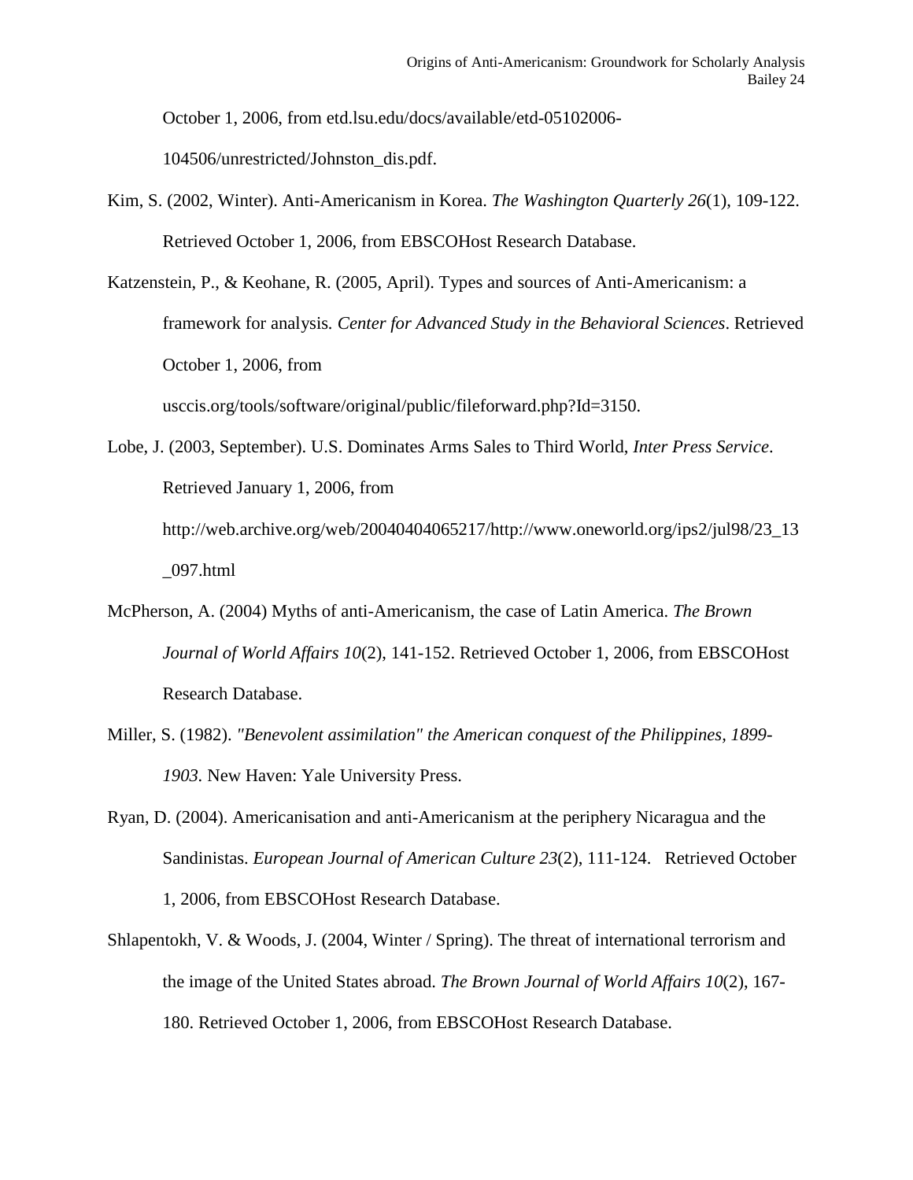October 1, 2006, from etd.lsu.edu/docs/available/etd-05102006-104506/unrestricted/Johnston_dis.pdf.

Kim, S. (2002, Winter). Anti-Americanism in Korea. *The Washington Quarterly 26*(1), 109-122. Retrieved October 1, 2006, from EBSCOHost Research Database.

Katzenstein, P., & Keohane, R. (2005, April). Types and sources of Anti-Americanism: a framework for analysis*. Center for Advanced Study in the Behavioral Sciences*. Retrieved October 1, 2006, from usccis.org/tools/software/original/public/fileforward.php?Id=3150.

Lobe, J. (2003, September). U.S. Dominates Arms Sales to Third World, *Inter Press Service*. Retrieved January 1, 2006, from http://web.archive.org/web/20040404065217/http://www.oneworld.org/ips2/jul98/23_13_097.html

McPherson, A. (2004) Myths of anti-Americanism, the case of Latin America. *The Brown Journal of World Affairs 10*(2), 141-152. Retrieved October 1, 2006, from EBSCOHost Research Database.

Miller, S. (1982). *"Benevolent assimilation" the American conquest of the Philippines, 1899-1903.* New Haven: Yale University Press.

Ryan, D. (2004). Americanisation and anti-Americanism at the periphery Nicaragua and the Sandinistas. *European Journal of American Culture 23*(2), 111-124. Retrieved October 1, 2006, from EBSCOHost Research Database.

Shlapentokh, V. & Woods, J. (2004, Winter / Spring). The threat of international terrorism and the image of the United States abroad. *The Brown Journal of World Affairs 10*(2), 167-180. Retrieved October 1, 2006, from EBSCOHost Research Database.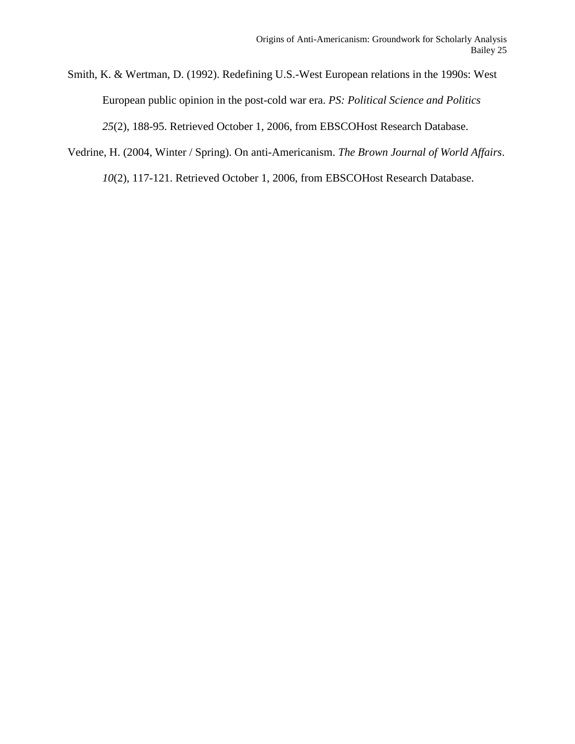Smith, K. & Wertman, D. (1992). Redefining U.S.-West European relations in the 1990s: West European public opinion in the post-cold war era. *PS: Political Science and Politics 25*(2), 188-95. Retrieved October 1, 2006, from EBSCOHost Research Database.

Vedrine, H. (2004, Winter / Spring). On anti-Americanism. *The Brown Journal of World Affairs*. *10*(2), 117-121. Retrieved October 1, 2006, from EBSCOHost Research Database.